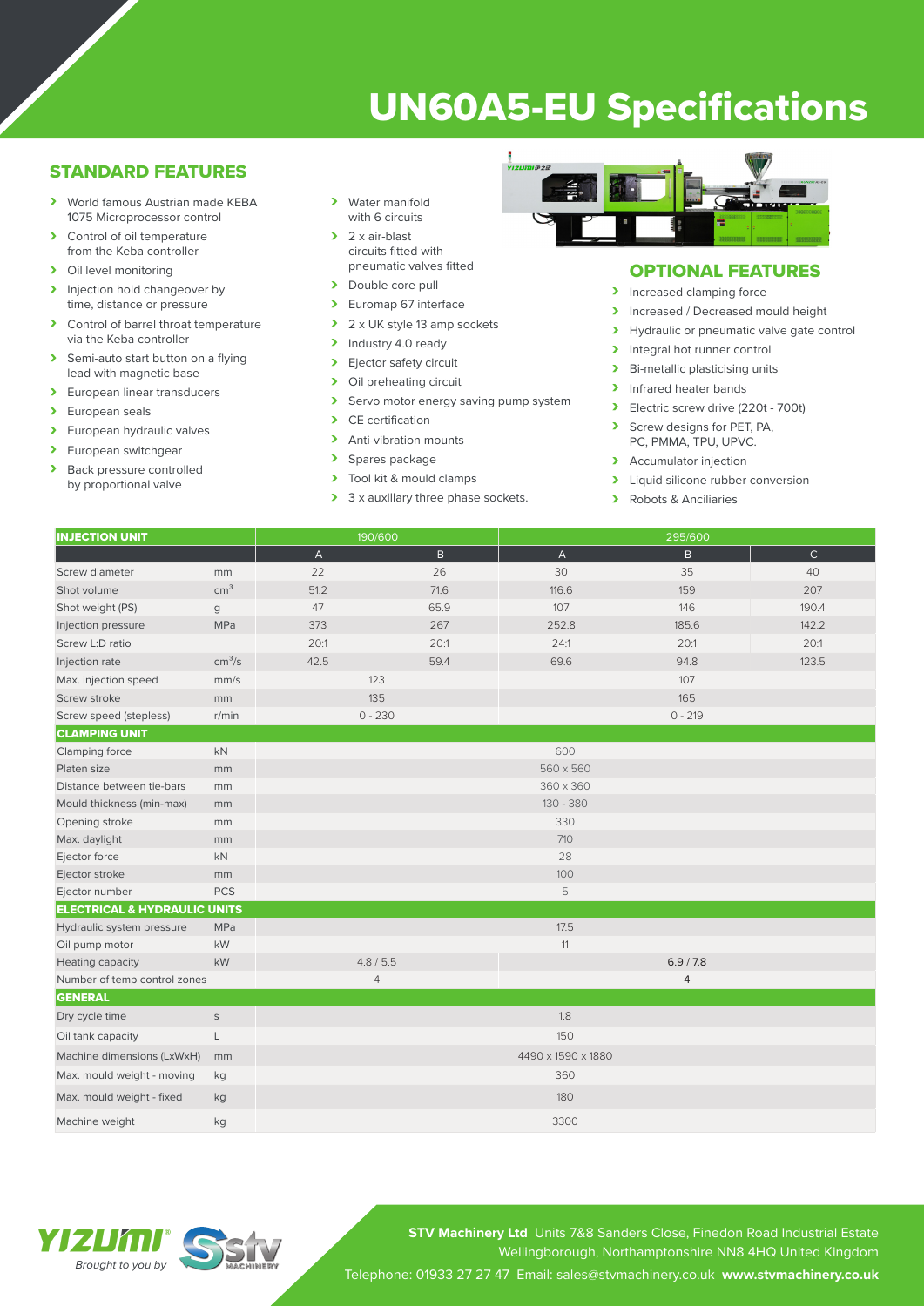# UN60A5-EU Specifications

## STANDARD FEATURES

- World famous Austrian made KEBA 1075 Microprocessor control
- Control of oil temperature from the Keba controller
- Oil level monitoring
- Injection hold changeover by time, distance or pressure
- Control of barrel throat temperature via the Keba controller
- Semi-auto start button on a flying lead with magnetic base
- European linear transducers
- European seals
- European hydraulic valves
- European switchgear
- Back pressure controlled by proportional valve
- Water manifold with 6 circuits
- 2 x air-blast circuits fitted with pneumatic valves fitted
- Double core pull
- Euromap 67 interface
- 2 x UK style 13 amp sockets
- Industry 4.0 ready
- Ejector safety circuit
- Oil preheating circuit
- Servo motor energy saving pump system
- CE certification
- Anti-vibration mounts
- Spares package
- Tool kit & mould clamps
- 3 x auxillary three phase sockets.

## OPTIONAL FEATURES

- Increased clamping force
- Increased / Decreased mould height
- Hydraulic or pneumatic valve gate control
- Integral hot runner control
- Bi-metallic plasticising units
- Infrared heater bands
- Electric screw drive (220t - 700t)
- Screw designs for PET, PA, PC, PMMA, TPU, UPVC.
- Accumulator injection
- Liquid silicone rubber conversion
- Robots & Anciliaries

| INJECTION UNIT | | 190/600 | | 295/600 | | |
|---|---|---|---|---|---|---|
| | | A | B | A | B | C |
| Screw diameter | mm | 22 | 26 | 30 | 35 | 40 |
| Shot volume | $cm^3$ | 51.2 | 71.6 | 116.6 | 159 | 207 |
| Shot weight (PS) | g | 47 | 65.9 | 107 | 146 | 190.4 |
| Injection pressure | MPa | 373 | 267 | 252.8 | 185.6 | 142.2 |
| Screw L:D ratio | | 20:1 | 20:1 | 24:1 | 20:1 | 20:1 |
| Injection rate | $cm^3/s$ | 42.5 | 59.4 | 69.6 | 94.8 | 123.5 |
| Max. injection speed | mm/s | 123 | | 107 | | |
| Screw stroke | mm | 135 | | 165 | | |
| Screw speed (stepless) | r/min | 0 - 230 | | 0 - 219 | | |
| **CLAMPING UNIT** | | | | | | |
| Clamping force | kN | 600 | | | | |
| Platen size | mm | 560 x 560 | | | | |
| Distance between tie-bars | mm | 360 x 360 | | | | |
| Mould thickness (min-max) | mm | 130 - 380 | | | | |
| Opening stroke | mm | 330 | | | | |
| Max. daylight | mm | 710 | | | | |
| Ejector force | kN | 28 | | | | |
| Ejector stroke | mm | 100 | | | | |
| Ejector number | PCS | 5 | | | | |
| **ELECTRICAL & HYDRAULIC UNITS** | | | | | | |
| Hydraulic system pressure | MPa | 17.5 | | | | |
| Oil pump motor | kW | 11 | | | | |
| Heating capacity | kW | 4.8 / 5.5 | | 6.9 / 7.8 | | |
| Number of temp control zones | | 4 | | 4 | | |
| **GENERAL** | | | | | | |
| Dry cycle time | s | 1.8 | | | | |
| Oil tank capacity | L | 150 | | | | |
| Machine dimensions (LxWxH) | mm | 4490 x 1590 x 1880 | | | | |
| Max. mould weight - moving | kg | 360 | | | | |
| Max. mould weight - fixed | kg | 180 | | | | |
| Machine weight | kg | 3300 | | | | |

YIZUMI® Brought to you by STV Machinery

**STV Machinery Ltd** Units 7&8 Sanders Close, Finedon Road Industrial Estate Wellingborough, Northamptonshire NN8 4HQ United Kingdom

Telephone: 01933 27 27 47 Email: sales@stvmachinery.co.uk **www.stvmachinery.co.uk**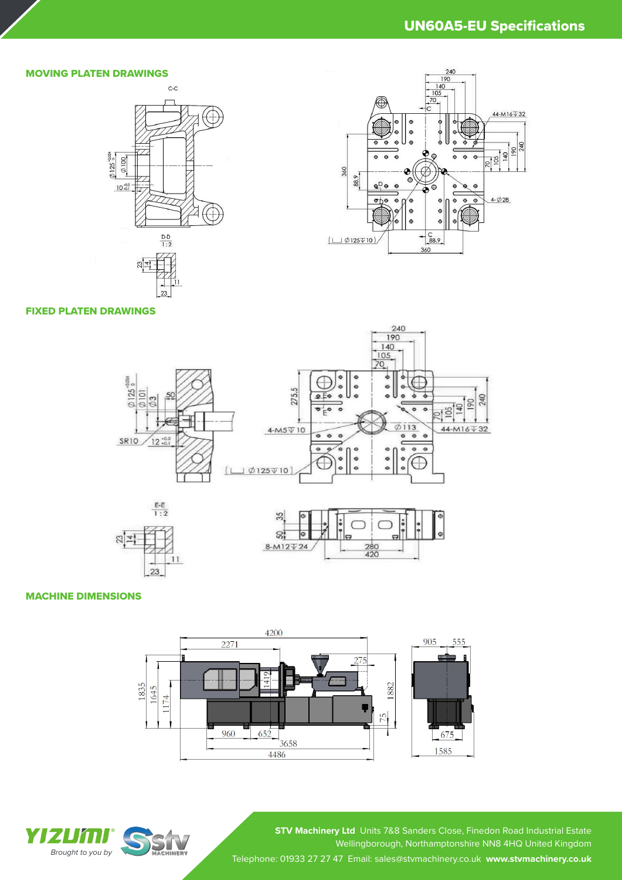## MOVING PLATEN DRAWINGS

C-C

Ø125 $^{+0.054}_{0}$

Ø100

10 $^{+0.2}_{+0.1}$

D-D
1 : 2

23
14
11
23

240
190
140
105
70
C
44-M16⊽32
360
88.9
D
70
105
140
190
240
4-Ø28
(⌴ Ø125⊽10)
C
88.9
360

## FIXED PLATEN DRAWINGS

Ø125 $^{+0.054}_{0}$

Ø101

Ø3

50

SR10

12 $^{+0.2}_{+0.1}$

240
190
140
105
70
275.5
E
4-M5⊽10
Ø113
44-M16⊽32
70
105
140
190
240
(⌴ Ø125⊽10)

E-E
1 : 2

23
14
11
23

35
50
8-M12⊽24
280
420

## MACHINE DIMENSIONS

4200
2271
275
1835
1645
1174
1419
1882
75
960
652
3658
4486

905
555
675
1585

**STV Machinery Ltd** Units 7&8 Sanders Close, Finedon Road Industrial Estate
Wellingborough, Northamptonshire NN8 4HQ United Kingdom
Telephone: 01933 27 27 47 Email: sales@stvmachinery.co.uk **www.stvmachinery.co.uk**

YIZUMI Brought to you by STV MACHINERY